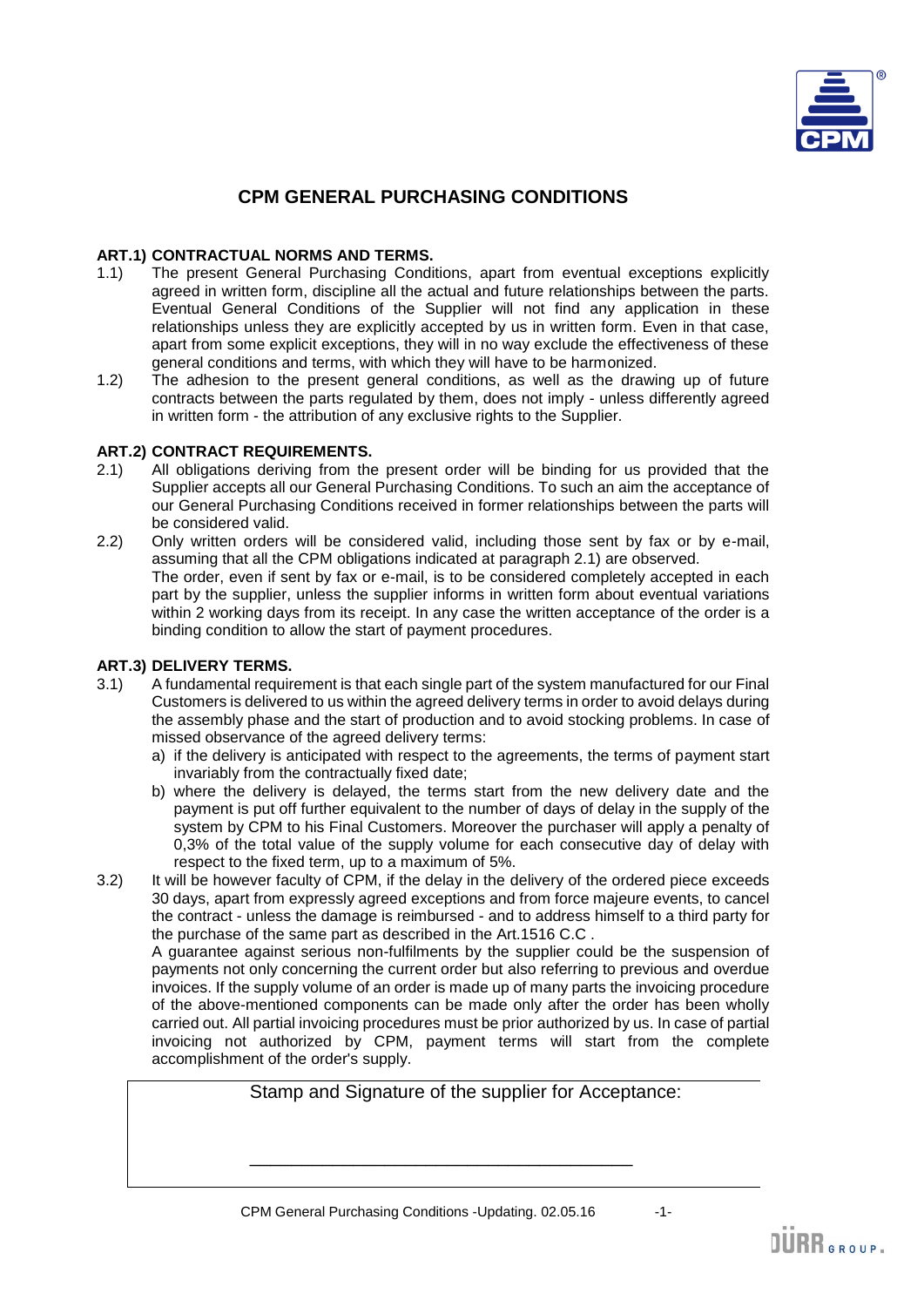# CPM GENERAL PURCHASING CONDITIONS

**ART.1) CONTRACTUAL NORMS AND TERMS.**

1.1) The present General Purchasing Conditions, apart from eventual exceptions explicitly agreed in written form, discipline all the actual and future relationships between the parts. Eventual General Conditions of the Supplier will not find any application in these relationships unless they are explicitly accepted by us in written form. Even in that case, apart from some explicit exceptions, they will in no way exclude the effectiveness of these general conditions and terms, with which they will have to be harmonized.

1.2) The adhesion to the present general conditions, as well as the drawing up of future contracts between the parts regulated by them, does not imply - unless differently agreed in written form - the attribution of any exclusive rights to the Supplier.

**ART.2) CONTRACT REQUIREMENTS.**

2.1) All obligations deriving from the present order will be binding for us provided that the Supplier accepts all our General Purchasing Conditions. To such an aim the acceptance of our General Purchasing Conditions received in former relationships between the parts will be considered valid.

2.2) Only written orders will be considered valid, including those sent by fax or by e-mail, assuming that all the CPM obligations indicated at paragraph 2.1) are observed.
The order, even if sent by fax or e-mail, is to be considered completely accepted in each part by the supplier, unless the supplier informs in written form about eventual variations within 2 working days from its receipt. In any case the written acceptance of the order is a binding condition to allow the start of payment procedures.

**ART.3) DELIVERY TERMS.**

3.1) A fundamental requirement is that each single part of the system manufactured for our Final Customers is delivered to us within the agreed delivery terms in order to avoid delays during the assembly phase and the start of production and to avoid stocking problems. In case of missed observance of the agreed delivery terms:

a) if the delivery is anticipated with respect to the agreements, the terms of payment start invariably from the contractually fixed date;

b) where the delivery is delayed, the terms start from the new delivery date and the payment is put off further equivalent to the number of days of delay in the supply of the system by CPM to his Final Customers. Moreover the purchaser will apply a penalty of 0,3% of the total value of the supply volume for each consecutive day of delay with respect to the fixed term, up to a maximum of 5%.

3.2) It will be however faculty of CPM, if the delay in the delivery of the ordered piece exceeds 30 days, apart from expressly agreed exceptions and from force majeure events, to cancel the contract - unless the damage is reimbursed - and to address himself to a third party for the purchase of the same part as described in the Art.1516 C.C .
A guarantee against serious non-fulfilments by the supplier could be the suspension of payments not only concerning the current order but also referring to previous and overdue invoices. If the supply volume of an order is made up of many parts the invoicing procedure of the above-mentioned components can be made only after the order has been wholly carried out. All partial invoicing procedures must be prior authorized by us. In case of partial invoicing not authorized by CPM, payment terms will start from the complete accomplishment of the order's supply.

Stamp and Signature of the supplier for Acceptance:

\_\_\_\_\_\_\_\_\_\_\_\_\_\_\_\_\_\_\_\_\_\_\_\_\_\_\_\_\_\_\_\_\_\_\_\_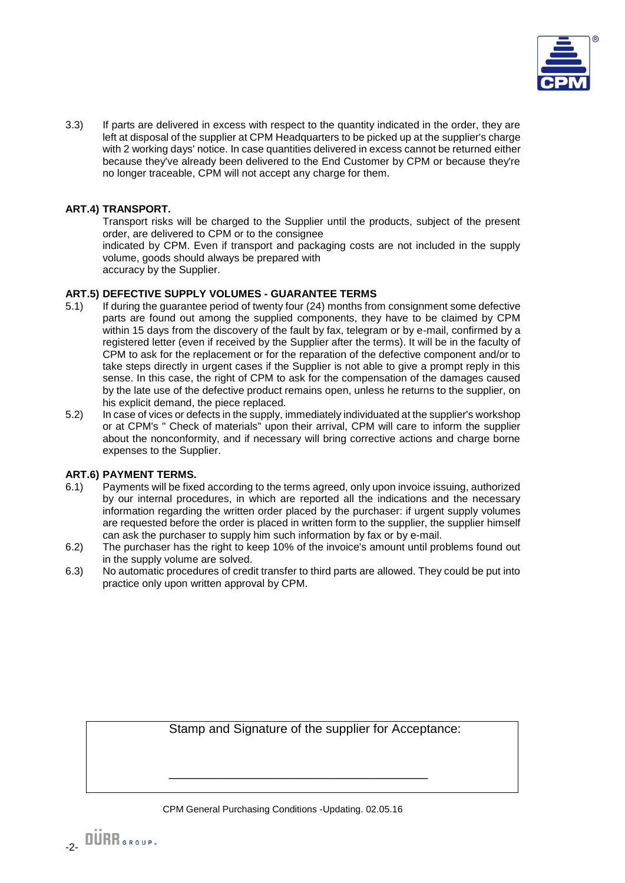3.3) If parts are delivered in excess with respect to the quantity indicated in the order, they are left at disposal of the supplier at CPM Headquarters to be picked up at the supplier's charge with 2 working days' notice. In case quantities delivered in excess cannot be returned either because they've already been delivered to the End Customer by CPM or because they're no longer traceable, CPM will not accept any charge for them.

**ART.4) TRANSPORT.**

Transport risks will be charged to the Supplier until the products, subject of the present order, are delivered to CPM or to the consignee
indicated by CPM. Even if transport and packaging costs are not included in the supply volume, goods should always be prepared with
accuracy by the Supplier.

**ART.5) DEFECTIVE SUPPLY VOLUMES - GUARANTEE TERMS**

5.1) If during the guarantee period of twenty four (24) months from consignment some defective parts are found out among the supplied components, they have to be claimed by CPM within 15 days from the discovery of the fault by fax, telegram or by e-mail, confirmed by a registered letter (even if received by the Supplier after the terms). It will be in the faculty of CPM to ask for the replacement or for the reparation of the defective component and/or to take steps directly in urgent cases if the Supplier is not able to give a prompt reply in this sense. In this case, the right of CPM to ask for the compensation of the damages caused by the late use of the defective product remains open, unless he returns to the supplier, on his explicit demand, the piece replaced.

5.2) In case of vices or defects in the supply, immediately individuated at the supplier's workshop or at CPM's " Check of materials" upon their arrival, CPM will care to inform the supplier about the nonconformity, and if necessary will bring corrective actions and charge borne expenses to the Supplier.

**ART.6) PAYMENT TERMS.**

6.1) Payments will be fixed according to the terms agreed, only upon invoice issuing, authorized by our internal procedures, in which are reported all the indications and the necessary information regarding the written order placed by the purchaser: if urgent supply volumes are requested before the order is placed in written form to the supplier, the supplier himself can ask the purchaser to supply him such information by fax or by e-mail.

6.2) The purchaser has the right to keep 10% of the invoice's amount until problems found out in the supply volume are solved.

6.3) No automatic procedures of credit transfer to third parts are allowed. They could be put into practice only upon written approval by CPM.

| Stamp and Signature of the supplier for Acceptance: |
|---|
| ___________________________________ |

CPM General Purchasing Conditions -Updating. 02.05.16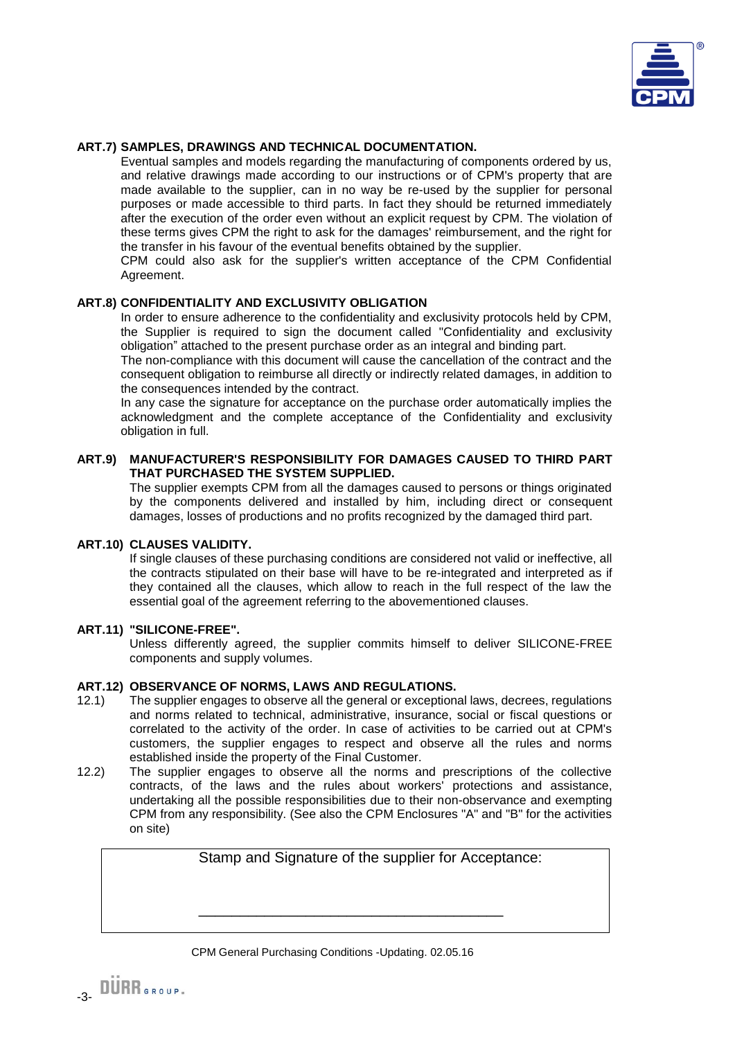**ART.7) SAMPLES, DRAWINGS AND TECHNICAL DOCUMENTATION.**

Eventual samples and models regarding the manufacturing of components ordered by us, and relative drawings made according to our instructions or of CPM's property that are made available to the supplier, can in no way be re-used by the supplier for personal purposes or made accessible to third parts. In fact they should be returned immediately after the execution of the order even without an explicit request by CPM. The violation of these terms gives CPM the right to ask for the damages' reimbursement, and the right for the transfer in his favour of the eventual benefits obtained by the supplier.

CPM could also ask for the supplier's written acceptance of the CPM Confidential Agreement.

**ART.8) CONFIDENTIALITY AND EXCLUSIVITY OBLIGATION**

In order to ensure adherence to the confidentiality and exclusivity protocols held by CPM, the Supplier is required to sign the document called "Confidentiality and exclusivity obligation" attached to the present purchase order as an integral and binding part.

The non-compliance with this document will cause the cancellation of the contract and the consequent obligation to reimburse all directly or indirectly related damages, in addition to the consequences intended by the contract.

In any case the signature for acceptance on the purchase order automatically implies the acknowledgment and the complete acceptance of the Confidentiality and exclusivity obligation in full.

**ART.9) MANUFACTURER'S RESPONSIBILITY FOR DAMAGES CAUSED TO THIRD PART THAT PURCHASED THE SYSTEM SUPPLIED.**

The supplier exempts CPM from all the damages caused to persons or things originated by the components delivered and installed by him, including direct or consequent damages, losses of productions and no profits recognized by the damaged third part.

**ART.10) CLAUSES VALIDITY.**

If single clauses of these purchasing conditions are considered not valid or ineffective, all the contracts stipulated on their base will have to be re-integrated and interpreted as if they contained all the clauses, which allow to reach in the full respect of the law the essential goal of the agreement referring to the abovementioned clauses.

**ART.11) "SILICONE-FREE".**

Unless differently agreed, the supplier commits himself to deliver SILICONE-FREE components and supply volumes.

**ART.12) OBSERVANCE OF NORMS, LAWS AND REGULATIONS.**

12.1) The supplier engages to observe all the general or exceptional laws, decrees, regulations and norms related to technical, administrative, insurance, social or fiscal questions or correlated to the activity of the order. In case of activities to be carried out at CPM's customers, the supplier engages to respect and observe all the rules and norms established inside the property of the Final Customer.

12.2) The supplier engages to observe all the norms and prescriptions of the collective contracts, of the laws and the rules about workers' protections and assistance, undertaking all the possible responsibilities due to their non-observance and exempting CPM from any responsibility. (See also the CPM Enclosures "A" and "B" for the activities on site)

| Stamp and Signature of the supplier for Acceptance: |
| --- |
| \_\_\_\_\_\_\_\_\_\_\_\_\_\_\_\_\_\_\_\_\_\_\_\_\_\_\_\_\_\_\_\_\_\_\_\_\_\_\_\_ |

CPM General Purchasing Conditions -Updating. 02.05.16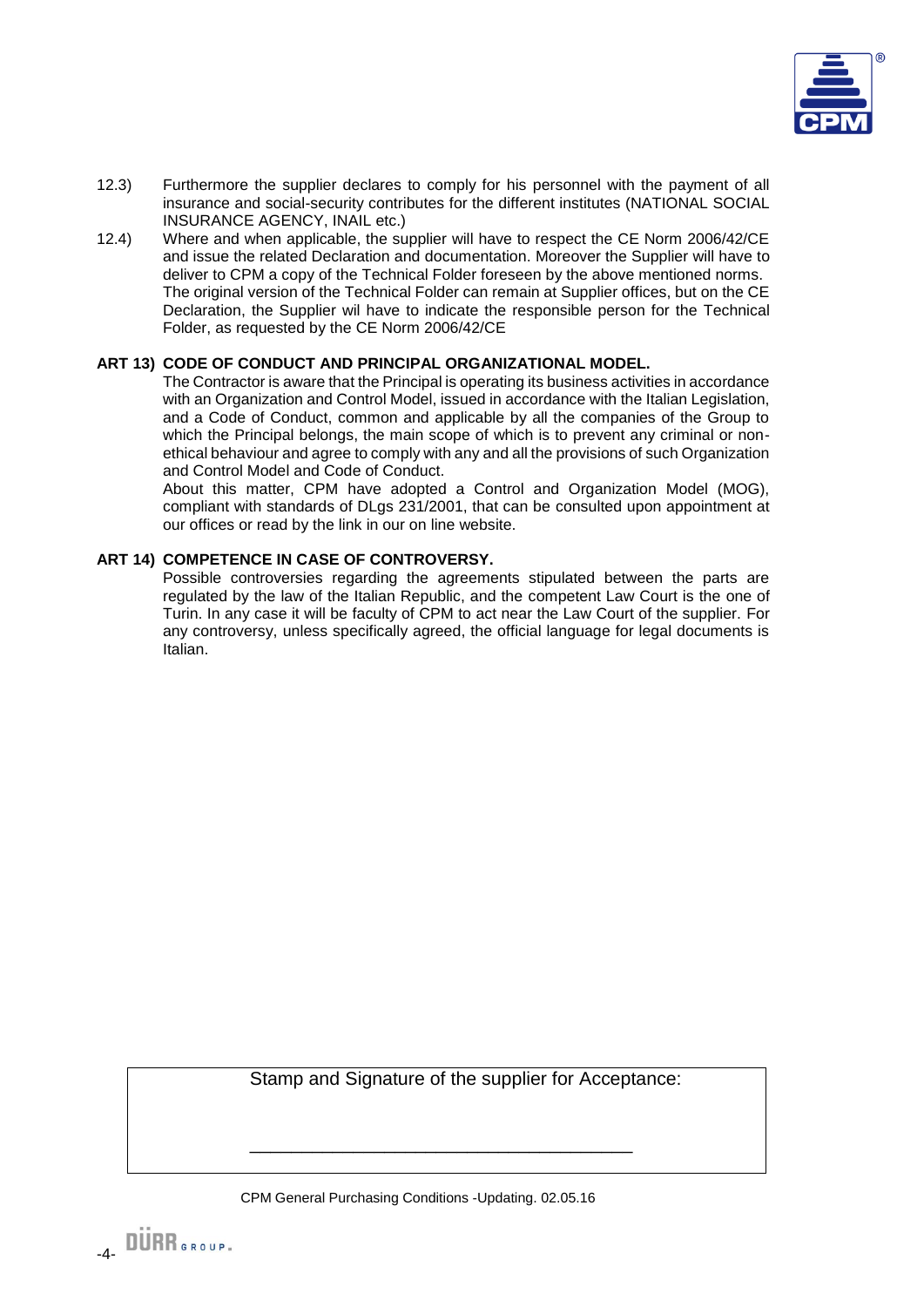12.3) Furthermore the supplier declares to comply for his personnel with the payment of all insurance and social-security contributes for the different institutes (NATIONAL SOCIAL INSURANCE AGENCY, INAIL etc.)

12.4) Where and when applicable, the supplier will have to respect the CE Norm 2006/42/CE and issue the related Declaration and documentation. Moreover the Supplier will have to deliver to CPM a copy of the Technical Folder foreseen by the above mentioned norms. The original version of the Technical Folder can remain at Supplier offices, but on the CE Declaration, the Supplier wil have to indicate the responsible person for the Technical Folder, as requested by the CE Norm 2006/42/CE

**ART 13) CODE OF CONDUCT AND PRINCIPAL ORGANIZATIONAL MODEL.**

The Contractor is aware that the Principal is operating its business activities in accordance with an Organization and Control Model, issued in accordance with the Italian Legislation, and a Code of Conduct, common and applicable by all the companies of the Group to which the Principal belongs, the main scope of which is to prevent any criminal or non-ethical behaviour and agree to comply with any and all the provisions of such Organization and Control Model and Code of Conduct.

About this matter, CPM have adopted a Control and Organization Model (MOG), compliant with standards of DLgs 231/2001, that can be consulted upon appointment at our offices or read by the link in our on line website.

**ART 14) COMPETENCE IN CASE OF CONTROVERSY.**

Possible controversies regarding the agreements stipulated between the parts are regulated by the law of the Italian Republic, and the competent Law Court is the one of Turin. In any case it will be faculty of CPM to act near the Law Court of the supplier. For any controversy, unless specifically agreed, the official language for legal documents is Italian.

Stamp and Signature of the supplier for Acceptance:

\_\_\_\_\_\_\_\_\_\_\_\_\_\_\_\_\_\_\_\_\_\_\_\_\_\_\_\_\_\_\_\_\_\_\_\_\_\_

CPM General Purchasing Conditions -Updating. 02.05.16